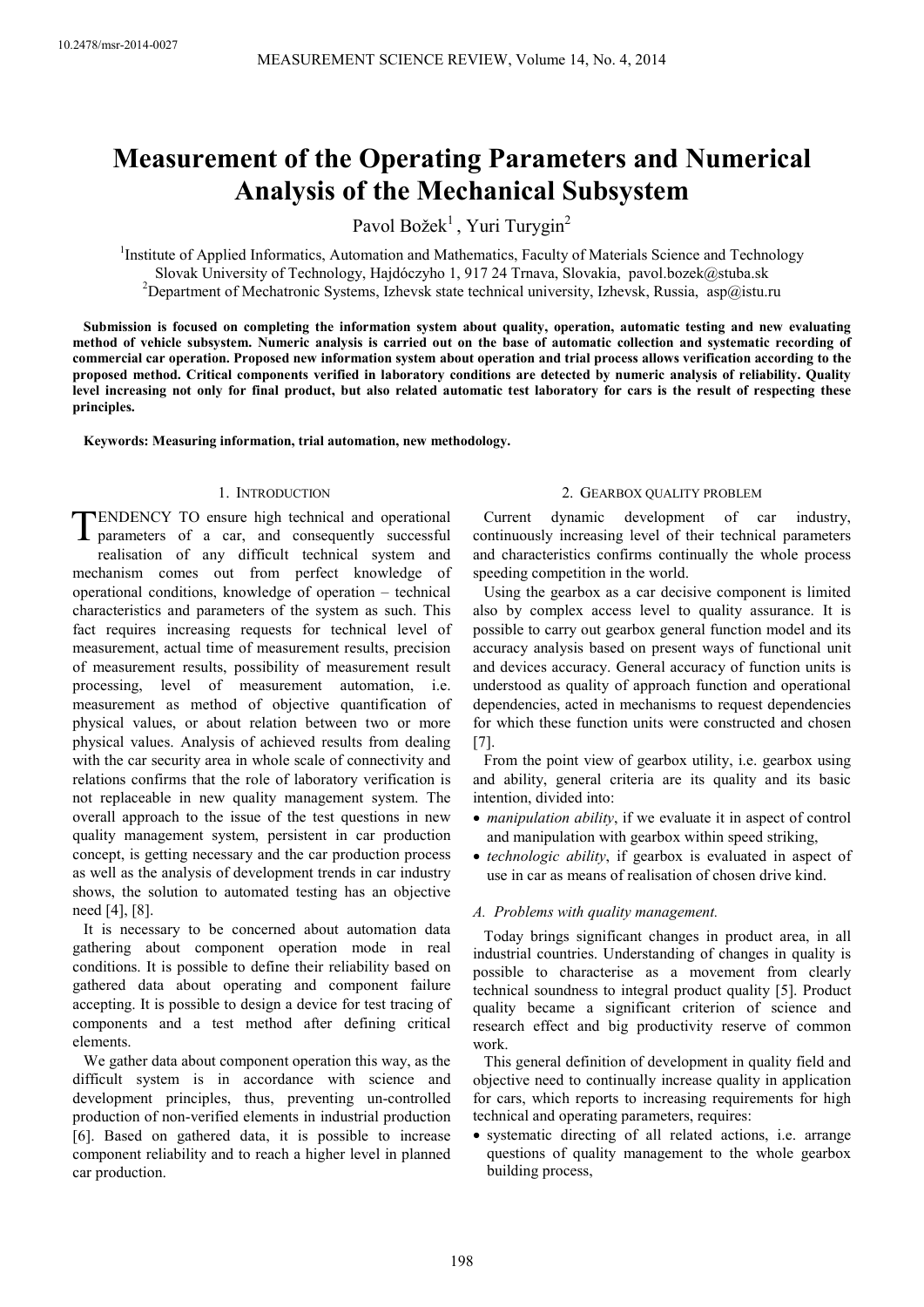# Measurement of the Operating Parameters and Numerical Analysis of the Mechanical Subsystem

Pavol Božek[1], Yuri Turygin[2]

[1]Institute of Applied Informatics, Automation and Mathematics, Faculty of Materials Science and Technology Slovak University of Technology, Hajdóczyho 1, 917 24 Trnava, Slovakia, pavol.bozek@stuba.sk

[2]Department of Mechatronic Systems, Izhevsk state technical university, Izhevsk, Russia, asp@istu.ru

**Submission is focused on completing the information system about quality, operation, automatic testing and new evaluating method of vehicle subsystem. Numeric analysis is carried out on the base of automatic collection and systematic recording of commercial car operation. Proposed new information system about operation and trial process allows verification according to the proposed method. Critical components verified in laboratory conditions are detected by numeric analysis of reliability. Quality level increasing not only for final product, but also related automatic test laboratory for cars is the result of respecting these principles.**

**Keywords: Measuring information, trial automation, new methodology.**

## 1. Introduction

TENDENCY TO ensure high technical and operational parameters of a car, and consequently successful realisation of any difficult technical system and mechanism comes out from perfect knowledge of operational conditions, knowledge of operation – technical characteristics and parameters of the system as such. This fact requires increasing requests for technical level of measurement, actual time of measurement results, precision of measurement results, possibility of measurement result processing, level of measurement automation, i.e. measurement as method of objective quantification of physical values, or about relation between two or more physical values. Analysis of achieved results from dealing with the car security area in whole scale of connectivity and relations confirms that the role of laboratory verification is not replaceable in new quality management system. The overall approach to the issue of the test questions in new quality management system, persistent in car production concept, is getting necessary and the car production process as well as the analysis of development trends in car industry shows, the solution to automated testing has an objective need [4], [8].

It is necessary to be concerned about automation data gathering about component operation mode in real conditions. It is possible to define their reliability based on gathered data about operating and component failure accepting. It is possible to design a device for test tracing of components and a test method after defining critical elements.

We gather data about component operation this way, as the difficult system is in accordance with science and development principles, thus, preventing un-controlled production of non-verified elements in industrial production [6]. Based on gathered data, it is possible to increase component reliability and to reach a higher level in planned car production.

## 2. Gearbox quality problem

Current dynamic development of car industry, continuously increasing level of their technical parameters and characteristics confirms continually the whole process speeding competition in the world.

Using the gearbox as a car decisive component is limited also by complex access level to quality assurance. It is possible to carry out gearbox general function model and its accuracy analysis based on present ways of functional unit and devices accuracy. General accuracy of function units is understood as quality of approach function and operational dependencies, acted in mechanisms to request dependencies for which these function units were constructed and chosen [7].

From the point view of gearbox utility, i.e. gearbox using and ability, general criteria are its quality and its basic intention, divided into:

- *manipulation ability*, if we evaluate it in aspect of control and manipulation with gearbox within speed striking,
- *technologic ability*, if gearbox is evaluated in aspect of use in car as means of realisation of chosen drive kind.

### A. Problems with quality management.

Today brings significant changes in product area, in all industrial countries. Understanding of changes in quality is possible to characterise as a movement from clearly technical soundness to integral product quality [5]. Product quality became a significant criterion of science and research effect and big productivity reserve of common work.

This general definition of development in quality field and objective need to continually increase quality in application for cars, which reports to increasing requirements for high technical and operating parameters, requires:

- systematic directing of all related actions, i.e. arrange questions of quality management to the whole gearbox building process,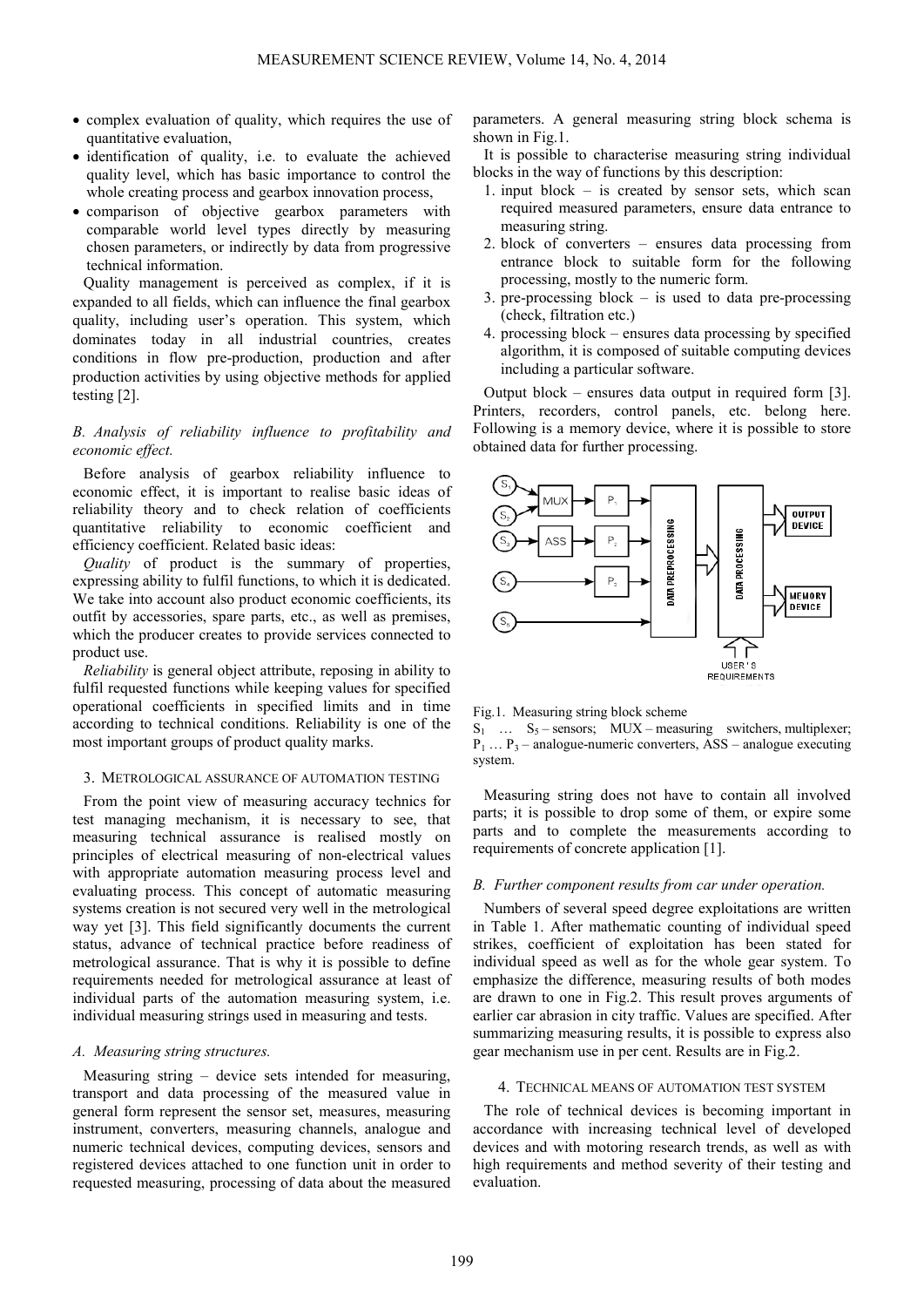- complex evaluation of quality, which requires the use of quantitative evaluation,
- identification of quality, i.e. to evaluate the achieved quality level, which has basic importance to control the whole creating process and gearbox innovation process,
- comparison of objective gearbox parameters with comparable world level types directly by measuring chosen parameters, or indirectly by data from progressive technical information.

Quality management is perceived as complex, if it is expanded to all fields, which can influence the final gearbox quality, including user's operation. This system, which dominates today in all industrial countries, creates conditions in flow pre-production, production and after production activities by using objective methods for applied testing [2].

### *B. Analysis of reliability influence to profitability and economic effect.*

Before analysis of gearbox reliability influence to economic effect, it is important to realise basic ideas of reliability theory and to check relation of coefficients quantitative reliability to economic coefficient and efficiency coefficient. Related basic ideas:

*Quality* of product is the summary of properties, expressing ability to fulfil functions, to which it is dedicated. We take into account also product economic coefficients, its outfit by accessories, spare parts, etc., as well as premises, which the producer creates to provide services connected to product use.

*Reliability* is general object attribute, reposing in ability to fulfil requested functions while keeping values for specified operational coefficients in specified limits and in time according to technical conditions. Reliability is one of the most important groups of product quality marks.

## 3. METROLOGICAL ASSURANCE OF AUTOMATION TESTING

From the point view of measuring accuracy technics for test managing mechanism, it is necessary to see, that measuring technical assurance is realised mostly on principles of electrical measuring of non-electrical values with appropriate automation measuring process level and evaluating process. This concept of automatic measuring systems creation is not secured very well in the metrological way yet [3]. This field significantly documents the current status, advance of technical practice before readiness of metrological assurance. That is why it is possible to define requirements needed for metrological assurance at least of individual parts of the automation measuring system, i.e. individual measuring strings used in measuring and tests.

### *A. Measuring string structures.*

Measuring string – device sets intended for measuring, transport and data processing of the measured value in general form represent the sensor set, measures, measuring instrument, converters, measuring channels, analogue and numeric technical devices, computing devices, sensors and registered devices attached to one function unit in order to requested measuring, processing of data about the measured parameters. A general measuring string block schema is shown in Fig.1.

It is possible to characterise measuring string individual blocks in the way of functions by this description:

1. input block – is created by sensor sets, which scan required measured parameters, ensure data entrance to measuring string.
2. block of converters – ensures data processing from entrance block to suitable form for the following processing, mostly to the numeric form.
3. pre-processing block – is used to data pre-processing (check, filtration etc.)
4. processing block – ensures data processing by specified algorithm, it is composed of suitable computing devices including a particular software.

Output block – ensures data output in required form [3]. Printers, recorders, control panels, etc. belong here. Following is a memory device, where it is possible to store obtained data for further processing.

S1
S2
S3
S4
S5
MUX
ASS
P1
P2
P3
DATA PREPROCESSING
DATA PROCESSING
OUTPUT DEVICE
MEMORY DEVICE
USER'S REQUIREMENTS

Fig.1. Measuring string block scheme

$S_1$ … $S_5$ – sensors; MUX – measuring switchers, multiplexer; $P_1$ … $P_3$ – analogue-numeric converters, ASS – analogue executing system.

Measuring string does not have to contain all involved parts; it is possible to drop some of them, or expire some parts and to complete the measurements according to requirements of concrete application [1].

### *B. Further component results from car under operation.*

Numbers of several speed degree exploitations are written in Table 1. After mathematic counting of individual speed strikes, coefficient of exploitation has been stated for individual speed as well as for the whole gear system. To emphasize the difference, measuring results of both modes are drawn to one in Fig.2. This result proves arguments of earlier car abrasion in city traffic. Values are specified. After summarizing measuring results, it is possible to express also gear mechanism use in per cent. Results are in Fig.2.

## 4. TECHNICAL MEANS OF AUTOMATION TEST SYSTEM

The role of technical devices is becoming important in accordance with increasing technical level of developed devices and with motoring research trends, as well as with high requirements and method severity of their testing and evaluation.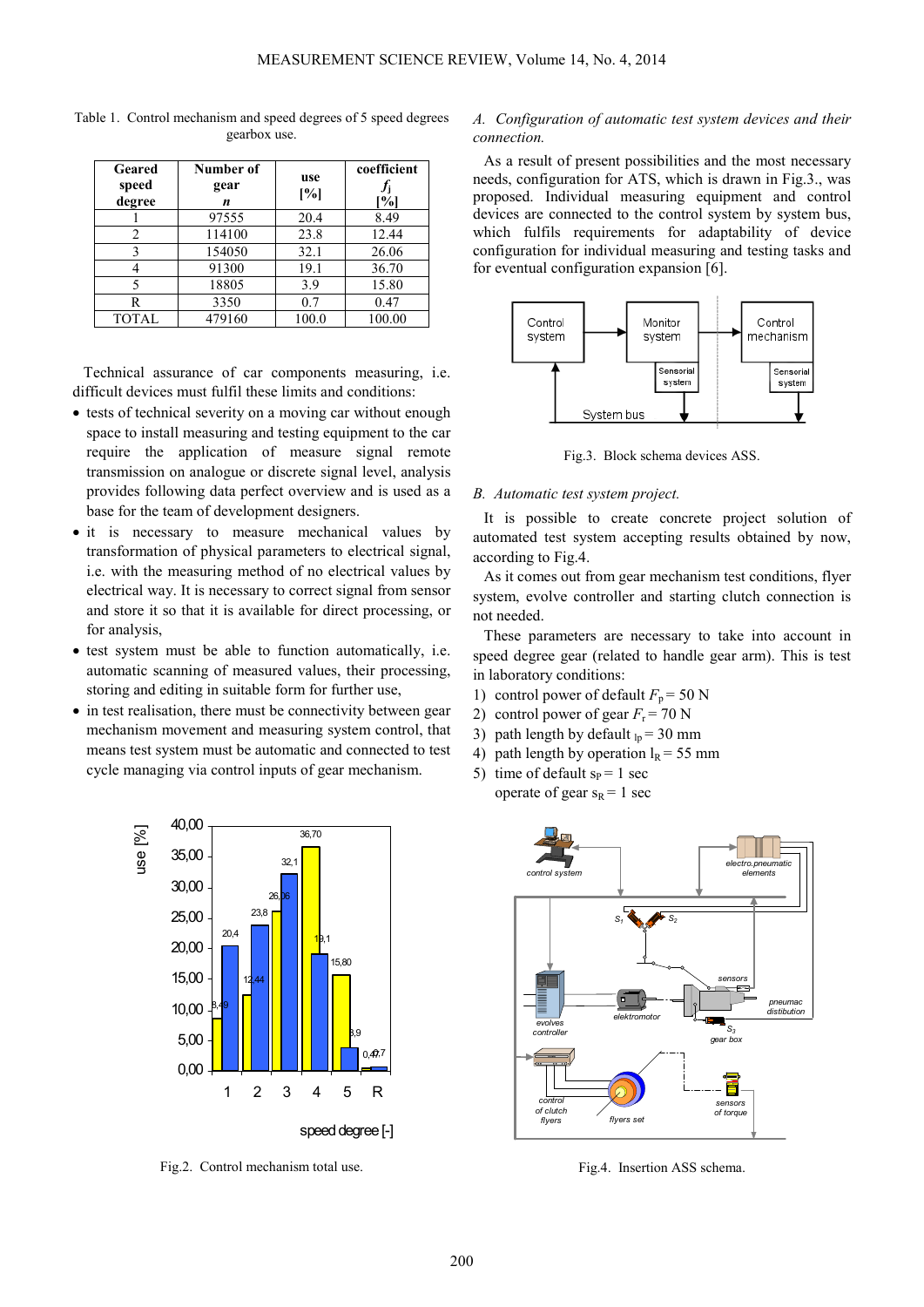Table 1. Control mechanism and speed degrees of 5 speed degrees gearbox use.

| Geared speed degree | Number of gear *n* | use [%] | coefficient $f_j$ [%] |
|---|---|---|---|
| 1 | 97555 | 20.4 | 8.49 |
| 2 | 114100 | 23.8 | 12.44 |
| 3 | 154050 | 32.1 | 26.06 |
| 4 | 91300 | 19.1 | 36.70 |
| 5 | 18805 | 3.9 | 15.80 |
| R | 3350 | 0.7 | 0.47 |
| TOTAL | 479160 | 100.0 | 100.00 |

Technical assurance of car components measuring, i.e. difficult devices must fulfil these limits and conditions:

- tests of technical severity on a moving car without enough space to install measuring and testing equipment to the car require the application of measure signal remote transmission on analogue or discrete signal level, analysis provides following data perfect overview and is used as a base for the team of development designers.
- it is necessary to measure mechanical values by transformation of physical parameters to electrical signal, i.e. with the measuring method of no electrical values by electrical way. It is necessary to correct signal from sensor and store it so that it is available for direct processing, or for analysis,
- test system must be able to function automatically, i.e. automatic scanning of measured values, their processing, storing and editing in suitable form for further use,
- in test realisation, there must be connectivity between gear mechanism movement and measuring system control, that means test system must be automatic and connected to test cycle managing via control inputs of gear mechanism.

use [%]
40,00
35,00
30,00
25,00
20,00
15,00
10,00
5,00
0,00
8,49 20,4 12,44 23,8 26,06 32,1 36,70 19,1 15,80 3,9 0,47 0,7
1 2 3 4 5 R
speed degree [-]

Fig.2. Control mechanism total use.

*A. Configuration of automatic test system devices and their connection.*

As a result of present possibilities and the most necessary needs, configuration for ATS, which is drawn in Fig.3., was proposed. Individual measuring equipment and control devices are connected to the control system by system bus, which fulfils requirements for adaptability of device configuration for individual measuring and testing tasks and for eventual configuration expansion [6].

Control system
Monitor system
Control mechanism
Sensorial system
Sensorial system
System bus

Fig.3. Block schema devices ASS.

*B. Automatic test system project.*

It is possible to create concrete project solution of automated test system accepting results obtained by now, according to Fig.4.

As it comes out from gear mechanism test conditions, flyer system, evolve controller and starting clutch connection is not needed.

These parameters are necessary to take into account in speed degree gear (related to handle gear arm). This is test in laboratory conditions:

1) control power of default $F_p = 50$ N
2) control power of gear $F_r = 70$ N
3) path length by default $l_p = 30$ mm
4) path length by operation $l_R = 55$ mm
5) time of default $s_P = 1$ sec
   operate of gear $s_R = 1$ sec

control system
electro.pneumatic elements
$S_1$
$S_2$
sensors
evolves controller
elektromotor
pneumac distibution
$S_3$
gear box
control of clutch flyers
flyers set
sensors of torque

Fig.4. Insertion ASS schema.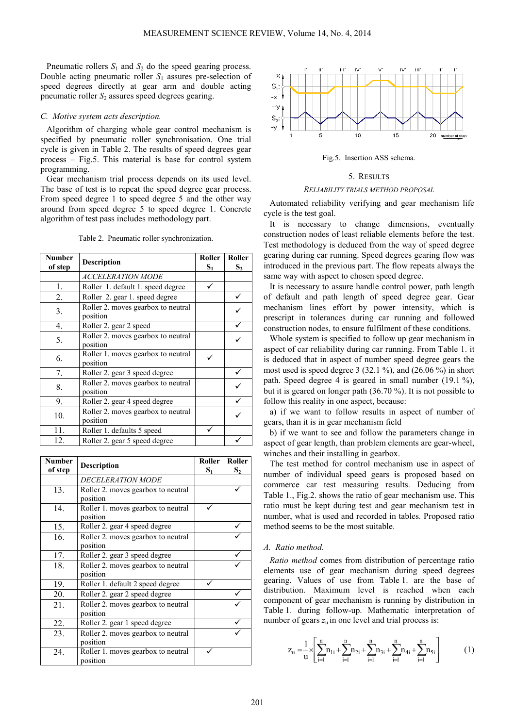Pneumatic rollers $S_1$ and $S_2$ do the speed gearing process. Double acting pneumatic roller $S_1$ assures pre-selection of speed degrees directly at gear arm and double acting pneumatic roller $S_2$ assures speed degrees gearing.

### *C. Motive system acts description.*

Algorithm of charging whole gear control mechanism is specified by pneumatic roller synchronisation. One trial cycle is given in Table 2. The results of speed degrees gear process – Fig.5. This material is base for control system programming.

Gear mechanism trial process depends on its used level. The base of test is to repeat the speed degree gear process. From speed degree 1 to speed degree 5 and the other way around from speed degree 5 to speed degree 1. Concrete algorithm of test pass includes methodology part.

Table 2. Pneumatic roller synchronization.

| Number of step | Description | Roller $S_1$ | Roller $S_2$ |
|---|---|---|---|
| | *ACCELERATION MODE* | | |
| 1. | Roller 1. default 1. speed degree | ✓ | |
| 2. | Roller 2. gear 1. speed degree | | ✓ |
| 3. | Roller 2. moves gearbox to neutral position | | ✓ |
| 4. | Roller 2. gear 2 speed | | ✓ |
| 5. | Roller 2. moves gearbox to neutral position | | ✓ |
| 6. | Roller 1. moves gearbox to neutral position | ✓ | |
| 7. | Roller 2. gear 3 speed degree | | ✓ |
| 8. | Roller 2. moves gearbox to neutral position | | ✓ |
| 9. | Roller 2. gear 4 speed degree | | ✓ |
| 10. | Roller 2. moves gearbox to neutral position | | ✓ |
| 11. | Roller 1. defaults 5 speed | ✓ | |
| 12. | Roller 2. gear 5 speed degree | | ✓ |
| | *DECELERATION MODE* | | |
| 13. | Roller 2. moves gearbox to neutral position | | ✓ |
| 14. | Roller 1. moves gearbox to neutral position | ✓ | |
| 15. | Roller 2. gear 4 speed degree | | ✓ |
| 16. | Roller 2. moves gearbox to neutral position | | ✓ |
| 17. | Roller 2. gear 3 speed degree | | ✓ |
| 18. | Roller 2. moves gearbox to neutral position | | ✓ |
| 19. | Roller 1. default 2 speed degree | ✓ | |
| 20. | Roller 2. gear 2 speed degree | | ✓ |
| 21. | Roller 2. moves gearbox to neutral position | | ✓ |
| 22. | Roller 2. gear 1 speed degree | | ✓ |
| 23. | Roller 2. moves gearbox to neutral position | | ✓ |
| 24. | Roller 1. moves gearbox to neutral position | ✓ | |

I· II· III· IV· V· IV· III· II· I·
+X
S1
-X
+Y
S2
-Y
1 5 10 15 20 number of step

Fig.5. Insertion ASS schema.

## 5. Results

### *Reliability trials method proposal*

Automated reliability verifying and gear mechanism life cycle is the test goal.

It is necessary to change dimensions, eventually construction nodes of least reliable elements before the test. Test methodology is deduced from the way of speed degree gearing during car running. Speed degrees gearing flow was introduced in the previous part. The flow repeats always the same way with aspect to chosen speed degree.

It is necessary to assure handle control power, path length of default and path length of speed degree gear. Gear mechanism lines effort by power intensity, which is prescript in tolerances during car running and followed construction nodes, to ensure fulfilment of these conditions.

Whole system is specified to follow up gear mechanism in aspect of car reliability during car running. From Table 1. it is deduced that in aspect of number speed degree gears the most used is speed degree 3 (32.1 %), and (26.06 %) in short path. Speed degree 4 is geared in small number (19.1 %), but it is geared on longer path (36.70 %). It is not possible to follow this reality in one aspect, because:

a) if we want to follow results in aspect of number of gears, than it is in gear mechanism field

b) if we want to see and follow the parameters change in aspect of gear length, than problem elements are gear-wheel, winches and their installing in gearbox.

The test method for control mechanism use in aspect of number of individual speed gears is proposed based on commerce car test measuring results. Deducing from Table 1., Fig.2. shows the ratio of gear mechanism use. This ratio must be kept during test and gear mechanism test in number, what is used and recorded in tables. Proposed ratio method seems to be the most suitable.

### *A. Ratio method.*

*Ratio method* comes from distribution of percentage ratio elements use of gear mechanism during speed degrees gearing. Values of use from Table 1. are the base of distribution. Maximum level is reached when each component of gear mechanism is running by distribution in Table 1. during follow-up. Mathematic interpretation of number of gears $z_u$ in one level and trial process is:

$$z_u = \frac{1}{u} \times \left[ \sum_{i=1}^{n} n_{1i} + \sum_{i=1}^{n} n_{2i} + \sum_{i=1}^{n} n_{3i} + \sum_{i=1}^{n} n_{4i} + \sum_{i=1}^{n} n_{5i} \right] \quad (1)$$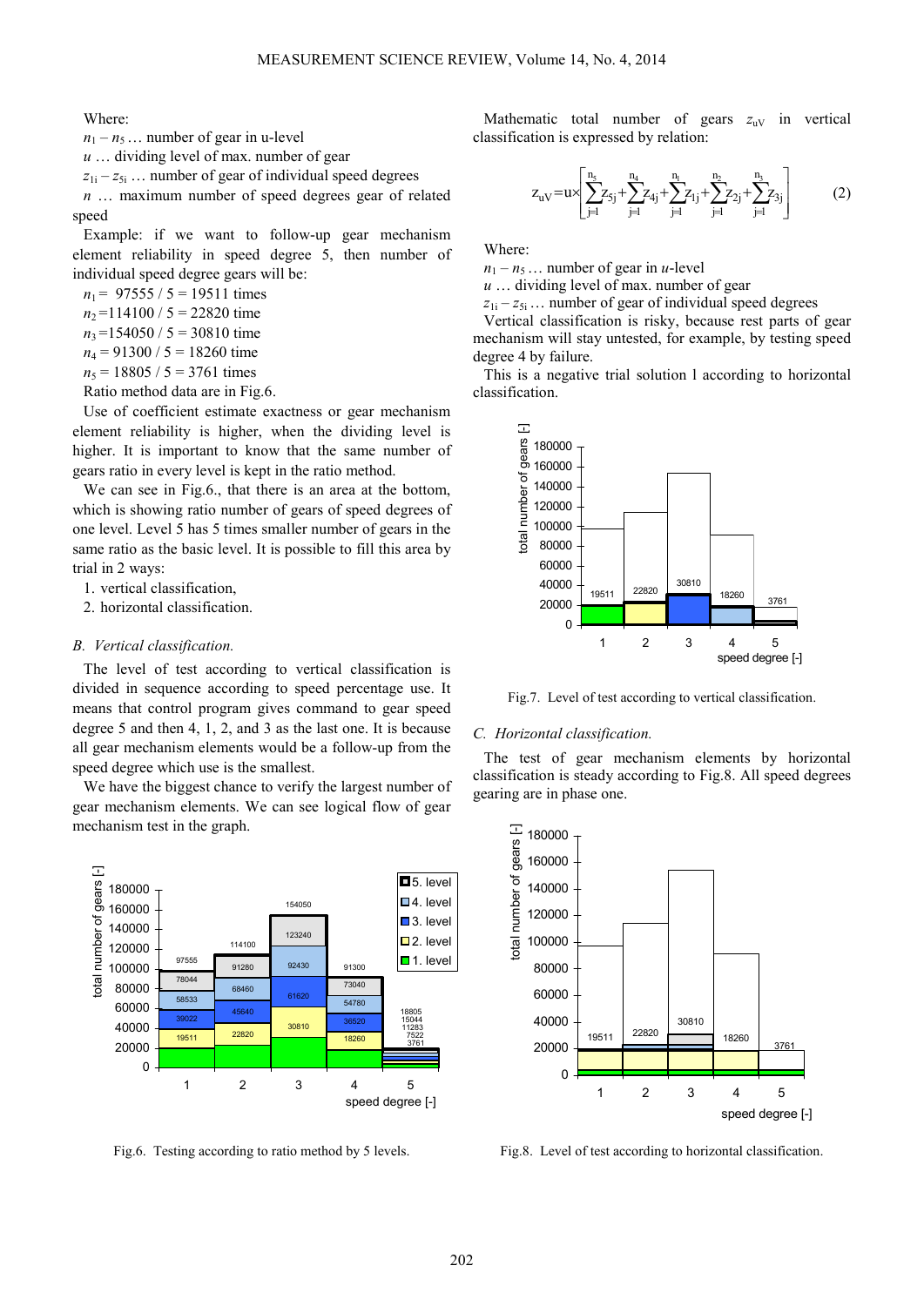Where:

$n_1 - n_5$ … number of gear in u-level

$u$ … dividing level of max. number of gear

$z_{1i} - z_{5i}$ … number of gear of individual speed degrees

$n$ … maximum number of speed degrees gear of related speed

Example: if we want to follow-up gear mechanism element reliability in speed degree 5, then number of individual speed degree gears will be:

$n_1 = 97555 / 5 = 19511$ times

$n_2 = 114100 / 5 = 22820$ time

$n_3 = 154050 / 5 = 30810$ time

$n_4 = 91300 / 5 = 18260$ time

$n_5 = 18805 / 5 = 3761$ times

Ratio method data are in Fig.6.

Use of coefficient estimate exactness or gear mechanism element reliability is higher, when the dividing level is higher. It is important to know that the same number of gears ratio in every level is kept in the ratio method.

We can see in Fig.6., that there is an area at the bottom, which is showing ratio number of gears of speed degrees of one level. Level 5 has 5 times smaller number of gears in the same ratio as the basic level. It is possible to fill this area by trial in 2 ways:

1. vertical classification,
2. horizontal classification.

### B. *Vertical classification.*

The level of test according to vertical classification is divided in sequence according to speed percentage use. It means that control program gives command to gear speed degree 5 and then 4, 1, 2, and 3 as the last one. It is because all gear mechanism elements would be a follow-up from the speed degree which use is the smallest.

We have the biggest chance to verify the largest number of gear mechanism elements. We can see logical flow of gear mechanism test in the graph.

total number of gears [-]
180000
160000
140000
120000
100000
80000
60000
40000
20000
0
1 2 3 4 5
speed degree [-]
5. level
4. level
3. level
2. level
1. level
97555 78044 58533 39022 19511
114100 91280 68460 45640 22820
154050 123240 92430 61620 30810
91300 73040 54780 36520 18260
18805 15044 11283 7522 3761

Fig.6. Testing according to ratio method by 5 levels.

Mathematic total number of gears $z_{uV}$ in vertical classification is expressed by relation:

$$z_{uV} = u \times \left[ \sum_{j=1}^{n_5} z_{5j} + \sum_{j=1}^{n_4} z_{4j} + \sum_{j=1}^{n_1} z_{1j} + \sum_{j=1}^{n_2} z_{2j} + \sum_{j=1}^{n_3} z_{3j} \right] \qquad (2)$$

Where:

$n_1 - n_5$ … number of gear in $u$-level

$u$ … dividing level of max. number of gear

$z_{1i} - z_{5i}$ … number of gear of individual speed degrees

Vertical classification is risky, because rest parts of gear mechanism will stay untested, for example, by testing speed degree 4 by failure.

This is a negative trial solution 1 according to horizontal classification.

total number of gears [-]
180000
160000
140000
120000
100000
80000
60000
40000
20000
0
1 2 3 4 5
speed degree [-]
19511 22820 30810 18260 3761

Fig.7. Level of test according to vertical classification.

### C. *Horizontal classification.*

The test of gear mechanism elements by horizontal classification is steady according to Fig.8. All speed degrees gearing are in phase one.

total number of gears [-]
180000
160000
140000
120000
100000
80000
60000
40000
20000
0
1 2 3 4 5
speed degree [-]
19511 22820 30810 18260 3761

Fig.8. Level of test according to horizontal classification.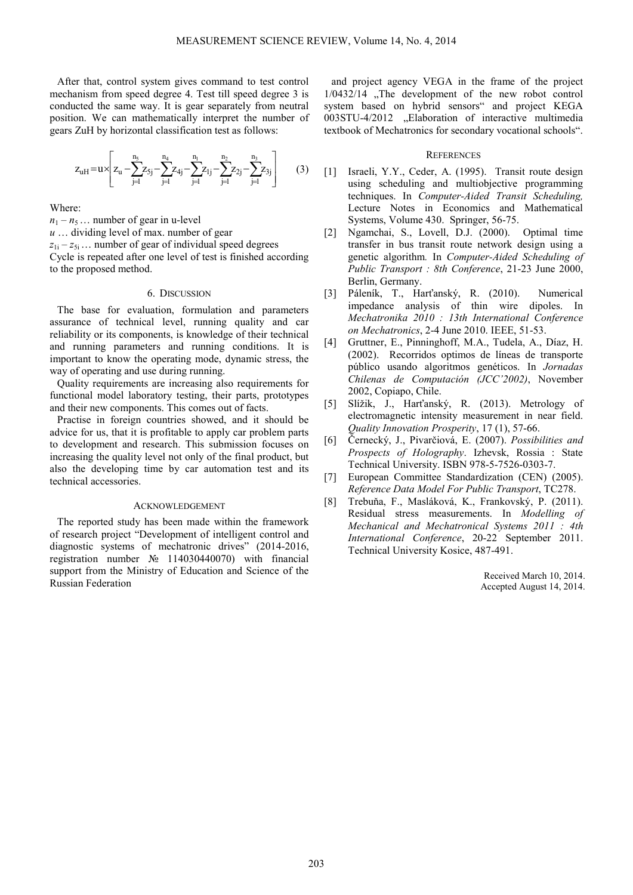After that, control system gives command to test control mechanism from speed degree 4. Test till speed degree 3 is conducted the same way. It is gear separately from neutral position. We can mathematically interpret the number of gears ZuH by horizontal classification test as follows:

$$z_{uH} = u \times \left[ z_u - \sum_{j=1}^{n_5} z_{5j} - \sum_{j=1}^{n_4} z_{4j} - \sum_{j=1}^{n_1} z_{1j} - \sum_{j=1}^{n_2} z_{2j} - \sum_{j=1}^{n_3} z_{3j} \right] \qquad (3)$$

Where:

$n_1 - n_5$ … number of gear in u-level

$u$ … dividing level of max. number of gear

$z_{1i} - z_{5i}$ … number of gear of individual speed degrees

Cycle is repeated after one level of test is finished according to the proposed method.

## 6. Discussion

The base for evaluation, formulation and parameters assurance of technical level, running quality and car reliability or its components, is knowledge of their technical and running parameters and running conditions. It is important to know the operating mode, dynamic stress, the way of operating and use during running.

Quality requirements are increasing also requirements for functional model laboratory testing, their parts, prototypes and their new components. This comes out of facts.

Practise in foreign countries showed, and it should be advice for us, that it is profitable to apply car problem parts to development and research. This submission focuses on increasing the quality level not only of the final product, but also the developing time by car automation test and its technical accessories.

## Acknowledgement

The reported study has been made within the framework of research project "Development of intelligent control and diagnostic systems of mechatronic drives" (2014-2016, registration number № 114030440070) with financial support from the Ministry of Education and Science of the Russian Federation and project agency VEGA in the frame of the project 1/0432/14 „The development of the new robot control system based on hybrid sensors" and project KEGA 003STU-4/2012 „Elaboration of interactive multimedia textbook of Mechatronics for secondary vocational schools".

## References

[1] Israeli, Y.Y., Ceder, A. (1995). Transit route design using scheduling and multiobjective programming techniques. In *Computer-Aided Transit Scheduling,* Lecture Notes in Economics and Mathematical Systems, Volume 430. Springer, 56-75.

[2] Ngamchai, S., Lovell, D.J. (2000). Optimal time transfer in bus transit route network design using a genetic algorithm. In *Computer-Aided Scheduling of Public Transport : 8th Conference*, 21-23 June 2000, Berlin, Germany.

[3] Páleník, T., Harťanský, R. (2010). Numerical impedance analysis of thin wire dipoles. In *Mechatronika 2010 : 13th International Conference on Mechatronics*, 2-4 June 2010. IEEE, 51-53.

[4] Gruttner, E., Pinninghoff, M.A., Tudela, A., Díaz, H. (2002). Recorridos optimos de líneas de transporte público usando algoritmos genéticos. In *Jornadas Chilenas de Computación (JCC'2002)*, November 2002, Copiapo, Chile.

[5] Slížik, J., Harťanský, R. (2013). Metrology of electromagnetic intensity measurement in near field. *Quality Innovation Prosperity*, 17 (1), 57-66.

[6] Černecký, J., Pivarčiová, E. (2007). *Possibilities and Prospects of Holography*. Izhevsk, Rossia : State Technical University. ISBN 978-5-7526-0303-7.

[7] European Committee Standardization (CEN) (2005). *Reference Data Model For Public Transport*, TC278.

[8] Trebuňa, F., Masláková, K., Frankovský, P. (2011). Residual stress measurements. In *Modelling of Mechanical and Mechatronical Systems 2011 : 4th International Conference*, 20-22 September 2011. Technical University Kosice, 487-491.

Received March 10, 2014.
Accepted August 14, 2014.